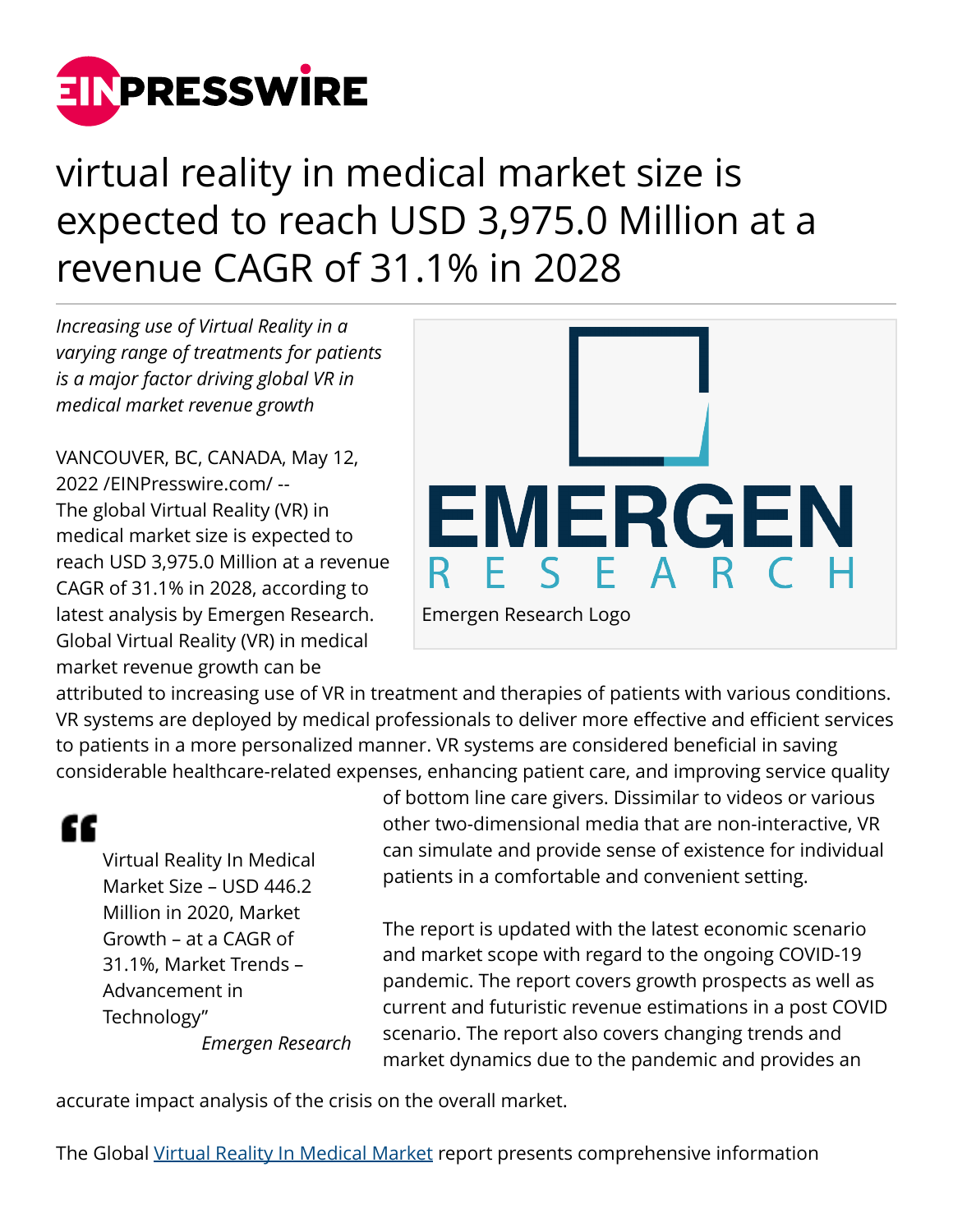# virtual reality in medical market size is expected to reach USD 3,975.0 Million at a revenue CAGR of 31.1% in 2028

*Increasing use of Virtual Reality in a varying range of treatments for patients is a major factor driving global VR in medical market revenue growth*

Emergen Research Logo

VANCOUVER, BC, CANADA, May 12, 2022 /EINPresswire.com/ -- The global Virtual Reality (VR) in medical market size is expected to reach USD 3,975.0 Million at a revenue CAGR of 31.1% in 2028, according to latest analysis by Emergen Research. Global Virtual Reality (VR) in medical market revenue growth can be attributed to increasing use of VR in treatment and therapies of patients with various conditions. VR systems are deployed by medical professionals to deliver more effective and efficient services to patients in a more personalized manner. VR systems are considered beneficial in saving considerable healthcare-related expenses, enhancing patient care, and improving service quality of bottom line care givers. Dissimilar to videos or various other two-dimensional media that are non-interactive, VR can simulate and provide sense of existence for individual patients in a comfortable and convenient setting.

> Virtual Reality In Medical Market Size – USD 446.2 Million in 2020, Market Growth – at a CAGR of 31.1%, Market Trends – Advancement in Technology"
>
> *Emergen Research*

The report is updated with the latest economic scenario and market scope with regard to the ongoing COVID-19 pandemic. The report covers growth prospects as well as current and futuristic revenue estimations in a post COVID scenario. The report also covers changing trends and market dynamics due to the pandemic and provides an accurate impact analysis of the crisis on the overall market.

The Global [Virtual Reality In Medical Market] report presents comprehensive information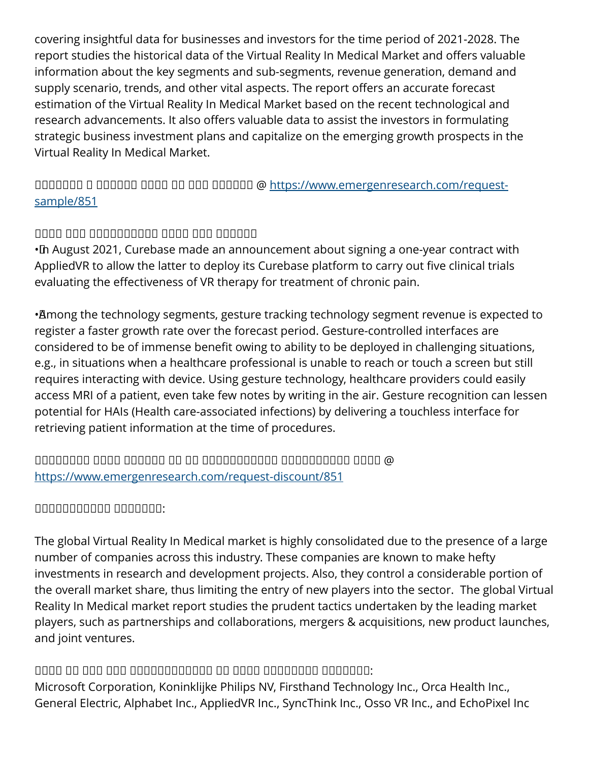covering insightful data for businesses and investors for the time period of 2021-2028. The report studies the historical data of the Virtual Reality In Medical Market and offers valuable information about the key segments and sub-segments, revenue generation, demand and supply scenario, trends, and other vital aspects. The report offers an accurate forecast estimation of the Virtual Reality In Medical Market based on the recent technological and research advancements. It also offers valuable data to assist the investors in formulating strategic business investment plans and capitalize on the emerging growth prospects in the Virtual Reality In Medical Market.

□□□□□□□□ □ □□□□□□□ □□□□ □□ □□□□ □□□□□□□ @ https://www.emergenresearch.com/request-sample/851

□□□□ □□□ □□□□□□□□□□□ □□□□ □□□ □□□□□□□

• In August 2021, Curebase made an announcement about signing a one-year contract with AppliedVR to allow the latter to deploy its Curebase platform to carry out five clinical trials evaluating the effectiveness of VR therapy for treatment of chronic pain.

• Among the technology segments, gesture tracking technology segment revenue is expected to register a faster growth rate over the forecast period. Gesture-controlled interfaces are considered to be of immense benefit owing to ability to be deployed in challenging situations, e.g., in situations when a healthcare professional is unable to reach or touch a screen but still requires interacting with device. Using gesture technology, healthcare providers could easily access MRI of a patient, even take few notes by writing in the air. Gesture recognition can lessen potential for HAIs (Health care-associated infections) by delivering a touchless interface for retrieving patient information at the time of procedures.

□□□□□□□□□ □□□□ □□□□□□□ □□ □□ □□□□□□□□□□□□ □□□□□□□□□□□ □□□□ @ https://www.emergenresearch.com/request-discount/851

□□□□□□□□□□□□ □□□□□□□□:

The global Virtual Reality In Medical market is highly consolidated due to the presence of a large number of companies across this industry. These companies are known to make hefty investments in research and development projects. Also, they control a considerable portion of the overall market share, thus limiting the entry of new players into the sector. The global Virtual Reality In Medical market report studies the prudent tactics undertaken by the leading market players, such as partnerships and collaborations, mergers & acquisitions, new product launches, and joint ventures.

□□□□ □□ □□□ □□□ □□□□□□□□□□□□□□ □□ □□□□□ □□□□□□□□□ □□□□□□□□:

Microsoft Corporation, Koninklijke Philips NV, Firsthand Technology Inc., Orca Health Inc., General Electric, Alphabet Inc., AppliedVR Inc., SyncThink Inc., Osso VR Inc., and EchoPixel Inc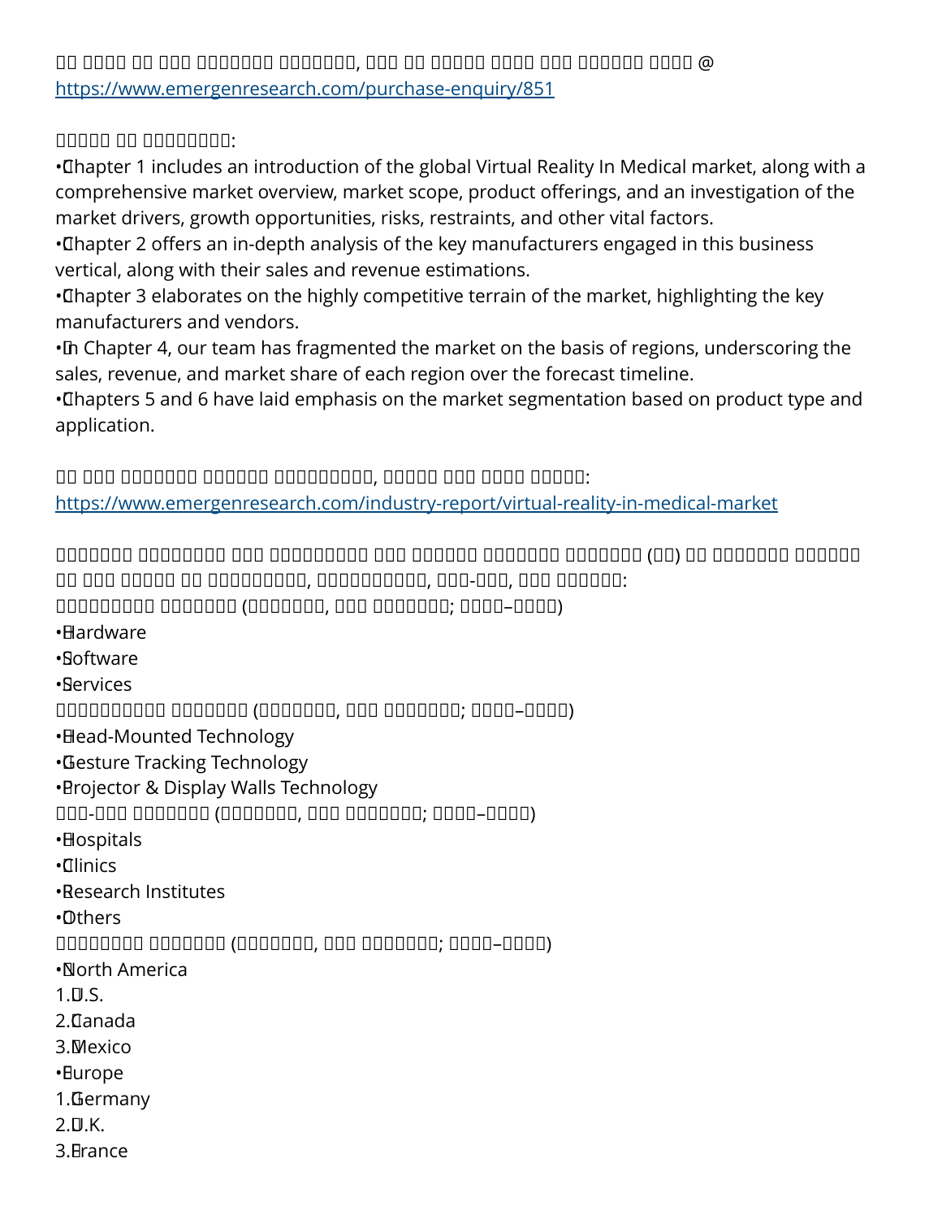https://www.emergenresearch.com/purchase-enquiry/851

- Chapter 1 includes an introduction of the global Virtual Reality In Medical market, along with a comprehensive market overview, market scope, product offerings, and an investigation of the market drivers, growth opportunities, risks, restraints, and other vital factors.
- Chapter 2 offers an in-depth analysis of the key manufacturers engaged in this business vertical, along with their sales and revenue estimations.
- Chapter 3 elaborates on the highly competitive terrain of the market, highlighting the key manufacturers and vendors.
- In Chapter 4, our team has fragmented the market on the basis of regions, underscoring the sales, revenue, and market share of each region over the forecast timeline.
- Chapters 5 and 6 have laid emphasis on the market segmentation based on product type and application.

https://www.emergenresearch.com/industry-report/virtual-reality-in-medical-market

- Hardware
- Software
- Services

- Head-Mounted Technology
- Gesture Tracking Technology
- Projector & Display Walls Technology

- Hospitals
- Clinics
- Research Institutes
- Others

- North America
  1. U.S.
  2. Canada
  3. Mexico
- Europe
  1. Germany
  2. U.K.
  3. France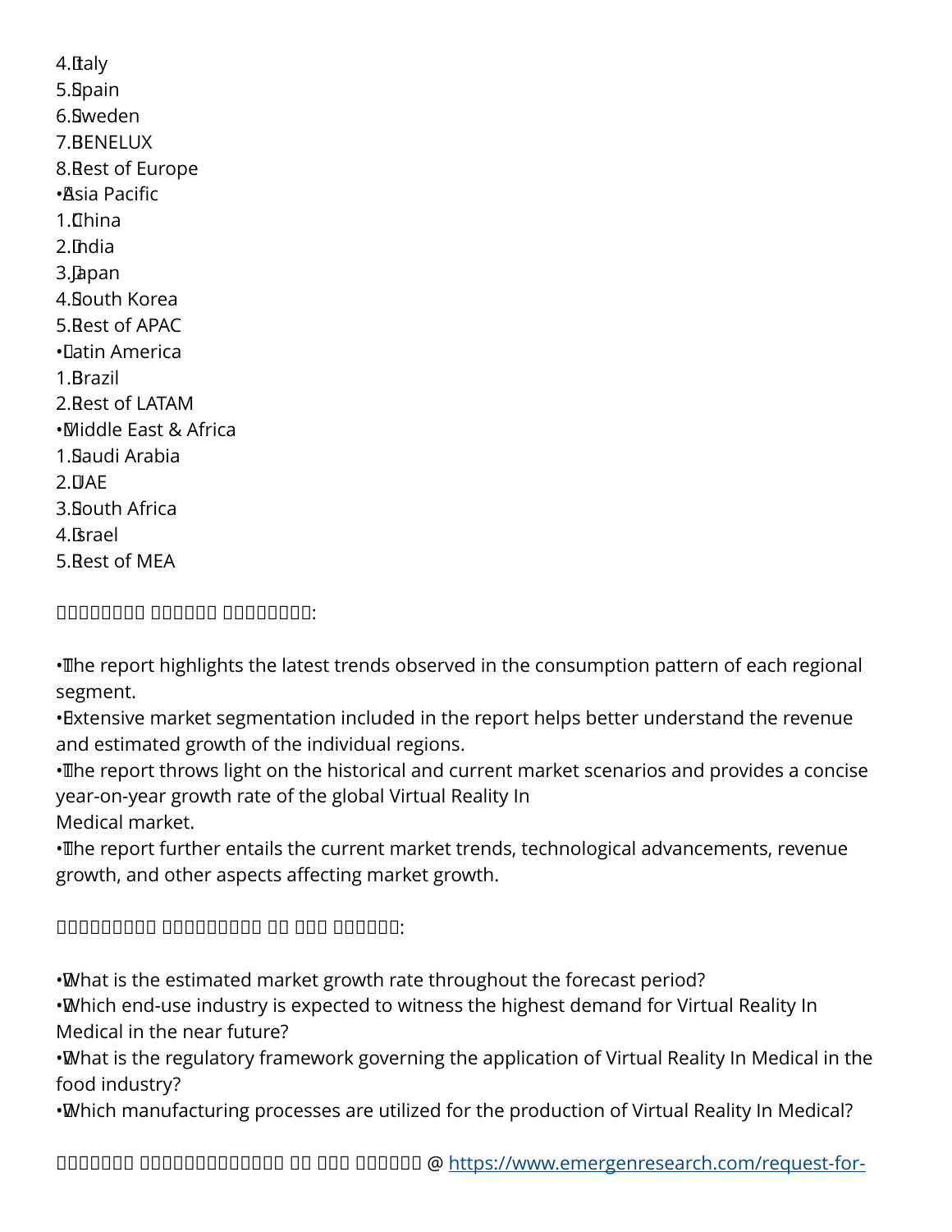4. Italy
5. Spain
6. Sweden
7. BENELUX
8. Rest of Europe

- Asia Pacific

1. China
2. India
3. Japan
4. South Korea
5. Rest of APAC

- Latin America

1. Brazil
2. Rest of LATAM

- Middle East & Africa

1. Saudi Arabia
2. UAE
3. South Africa
4. Israel
5. Rest of MEA

𝐑𝐞𝐠𝐢𝐨𝐧𝐚𝐥 𝐀𝐧𝐚𝐥𝐲𝐬𝐢𝐬 𝐂𝐨𝐦𝐩𝐫𝐢𝐬𝐞𝐬:

- The report highlights the latest trends observed in the consumption pattern of each regional segment.
- Extensive market segmentation included in the report helps better understand the revenue and estimated growth of the individual regions.
- The report throws light on the historical and current market scenarios and provides a concise year-on-year growth rate of the global Virtual Reality In Medical market.
- The report further entails the current market trends, technological advancements, revenue growth, and other aspects affecting market growth.

𝐐𝐮𝐞𝐬𝐭𝐢𝐨𝐧𝐬 𝐀𝐧𝐬𝐰𝐞𝐫𝐞𝐝 𝐢𝐧 𝐭𝐡𝐞 𝐑𝐞𝐩𝐨𝐫𝐭:

- What is the estimated market growth rate throughout the forecast period?
- Which end-use industry is expected to witness the highest demand for Virtual Reality In Medical in the near future?
- What is the regulatory framework governing the application of Virtual Reality In Medical in the food industry?
- Which manufacturing processes are utilized for the production of Virtual Reality In Medical?

𝐑𝐞𝐪𝐮𝐞𝐬𝐭 𝐂𝐮𝐬𝐭𝐨𝐦𝐢𝐳𝐚𝐭𝐢𝐨𝐧 𝐨𝐟 𝐭𝐡𝐞 𝐑𝐞𝐩𝐨𝐫𝐭 @ https://www.emergenresearch.com/request-for-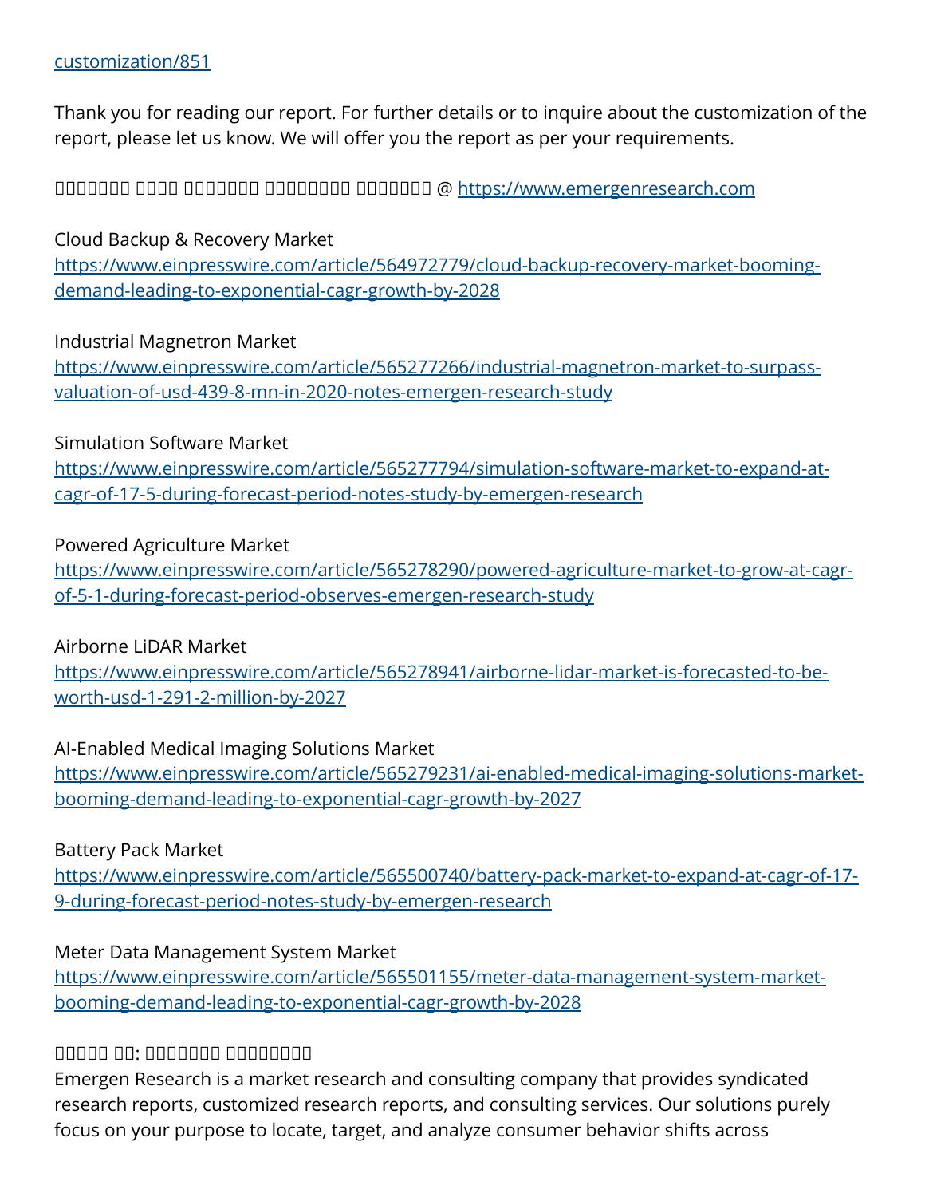[customization/851](customization/851)

Thank you for reading our report. For further details or to inquire about the customization of the report, please let us know. We will offer you the report as per your requirements.

□□□□□□□ □□□□ □□□□□□□ □□□□□□□□□ □□□□□□□ @ [https://www.emergenresearch.com](https://www.emergenresearch.com)

Cloud Backup & Recovery Market
[https://www.einpresswire.com/article/564972779/cloud-backup-recovery-market-booming-demand-leading-to-exponential-cagr-growth-by-2028](https://www.einpresswire.com/article/564972779/cloud-backup-recovery-market-booming-demand-leading-to-exponential-cagr-growth-by-2028)

Industrial Magnetron Market
[https://www.einpresswire.com/article/565277266/industrial-magnetron-market-to-surpass-valuation-of-usd-439-8-mn-in-2020-notes-emergen-research-study](https://www.einpresswire.com/article/565277266/industrial-magnetron-market-to-surpass-valuation-of-usd-439-8-mn-in-2020-notes-emergen-research-study)

Simulation Software Market
[https://www.einpresswire.com/article/565277794/simulation-software-market-to-expand-at-cagr-of-17-5-during-forecast-period-notes-study-by-emergen-research](https://www.einpresswire.com/article/565277794/simulation-software-market-to-expand-at-cagr-of-17-5-during-forecast-period-notes-study-by-emergen-research)

Powered Agriculture Market
[https://www.einpresswire.com/article/565278290/powered-agriculture-market-to-grow-at-cagr-of-5-1-during-forecast-period-observes-emergen-research-study](https://www.einpresswire.com/article/565278290/powered-agriculture-market-to-grow-at-cagr-of-5-1-during-forecast-period-observes-emergen-research-study)

Airborne LiDAR Market
[https://www.einpresswire.com/article/565278941/airborne-lidar-market-is-forecasted-to-be-worth-usd-1-291-2-million-by-2027](https://www.einpresswire.com/article/565278941/airborne-lidar-market-is-forecasted-to-be-worth-usd-1-291-2-million-by-2027)

AI-Enabled Medical Imaging Solutions Market
[https://www.einpresswire.com/article/565279231/ai-enabled-medical-imaging-solutions-market-booming-demand-leading-to-exponential-cagr-growth-by-2027](https://www.einpresswire.com/article/565279231/ai-enabled-medical-imaging-solutions-market-booming-demand-leading-to-exponential-cagr-growth-by-2027)

Battery Pack Market
[https://www.einpresswire.com/article/565500740/battery-pack-market-to-expand-at-cagr-of-17-9-during-forecast-period-notes-study-by-emergen-research](https://www.einpresswire.com/article/565500740/battery-pack-market-to-expand-at-cagr-of-17-9-during-forecast-period-notes-study-by-emergen-research)

Meter Data Management System Market
[https://www.einpresswire.com/article/565501155/meter-data-management-system-market-booming-demand-leading-to-exponential-cagr-growth-by-2028](https://www.einpresswire.com/article/565501155/meter-data-management-system-market-booming-demand-leading-to-exponential-cagr-growth-by-2028)

□□□□□ □□: □□□□□□□ □□□□□□□□

Emergen Research is a market research and consulting company that provides syndicated research reports, customized research reports, and consulting services. Our solutions purely focus on your purpose to locate, target, and analyze consumer behavior shifts across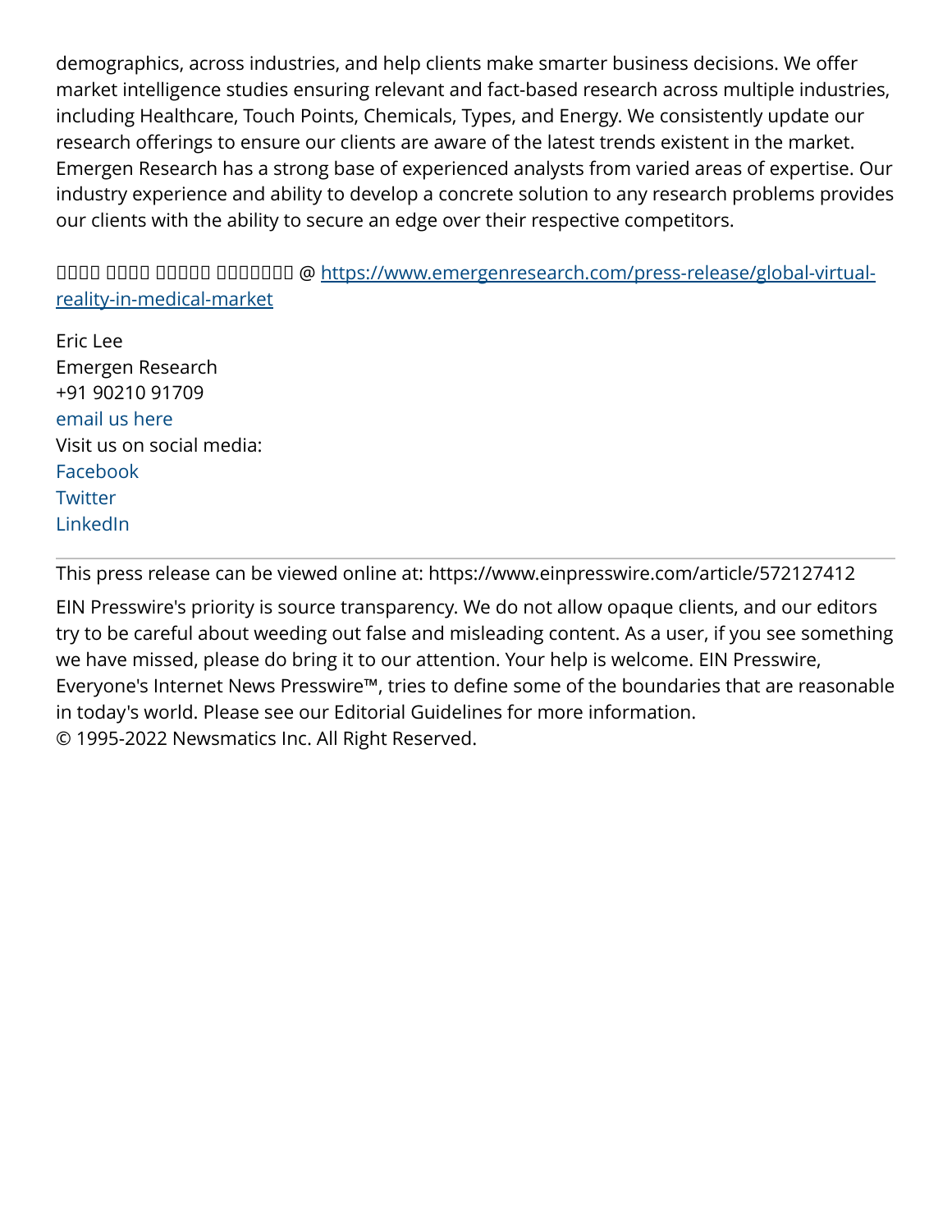demographics, across industries, and help clients make smarter business decisions. We offer market intelligence studies ensuring relevant and fact-based research across multiple industries, including Healthcare, Touch Points, Chemicals, Types, and Energy. We consistently update our research offerings to ensure our clients are aware of the latest trends existent in the market. Emergen Research has a strong base of experienced analysts from varied areas of expertise. Our industry experience and ability to develop a concrete solution to any research problems provides our clients with the ability to secure an edge over their respective competitors.

□□□□ □□□□ □□□□□ □□□□□□□ @ https://www.emergenresearch.com/press-release/global-virtual-reality-in-medical-market

Eric Lee
Emergen Research
+91 90210 91709
email us here
Visit us on social media:
Facebook
Twitter
LinkedIn

---

This press release can be viewed online at: https://www.einpresswire.com/article/572127412

EIN Presswire's priority is source transparency. We do not allow opaque clients, and our editors try to be careful about weeding out false and misleading content. As a user, if you see something we have missed, please do bring it to our attention. Your help is welcome. EIN Presswire, Everyone's Internet News Presswire™, tries to define some of the boundaries that are reasonable in today's world. Please see our Editorial Guidelines for more information.
© 1995-2022 Newsmatics Inc. All Right Reserved.